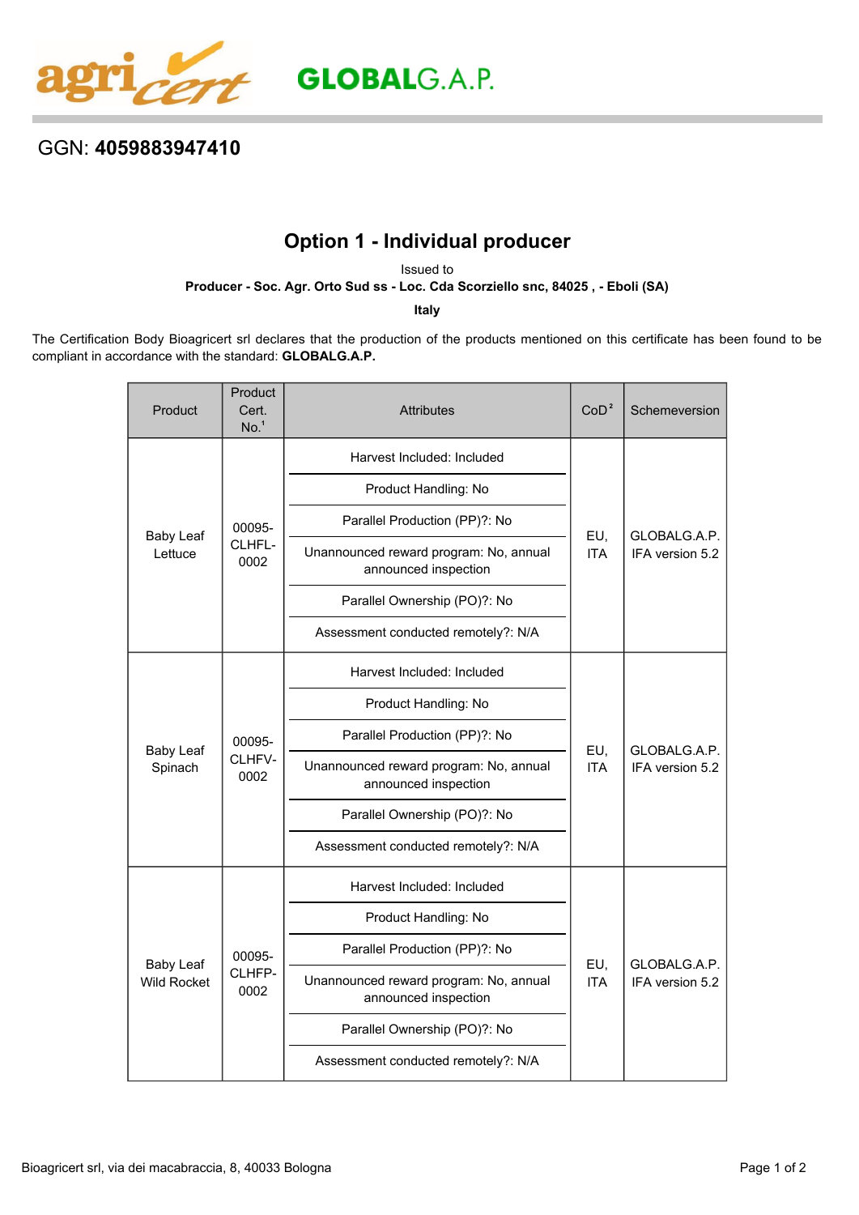agricert GLOBALG.A.P.

GGN: **4059883947410**

# Option 1 - Individual producer

Issued to

**Producer - Soc. Agr. Orto Sud ss - Loc. Cda Scorziello snc, 84025 , - Eboli (SA)**

**Italy**

The Certification Body Bioagricert srl declares that the production of the products mentioned on this certificate has been found to be compliant in accordance with the standard: **GLOBALG.A.P.**

| Product | Product Cert. No.[1] | Attributes | CoD[2] | Schemeversion |
|---|---|---|---|---|
| Baby Leaf Lettuce | 00095-CLHFL-0002 | Harvest Included: Included<br>Product Handling: No<br>Parallel Production (PP)?: No<br>Unannounced reward program: No, annual announced inspection<br>Parallel Ownership (PO)?: No<br>Assessment conducted remotely?: N/A | EU, ITA | GLOBALG.A.P. IFA version 5.2 |
| Baby Leaf Spinach | 00095-CLHFV-0002 | Harvest Included: Included<br>Product Handling: No<br>Parallel Production (PP)?: No<br>Unannounced reward program: No, annual announced inspection<br>Parallel Ownership (PO)?: No<br>Assessment conducted remotely?: N/A | EU, ITA | GLOBALG.A.P. IFA version 5.2 |
| Baby Leaf Wild Rocket | 00095-CLHFP-0002 | Harvest Included: Included<br>Product Handling: No<br>Parallel Production (PP)?: No<br>Unannounced reward program: No, annual announced inspection<br>Parallel Ownership (PO)?: No<br>Assessment conducted remotely?: N/A | EU, ITA | GLOBALG.A.P. IFA version 5.2 |

Bioagricert srl, via dei macabraccia, 8, 40033 Bologna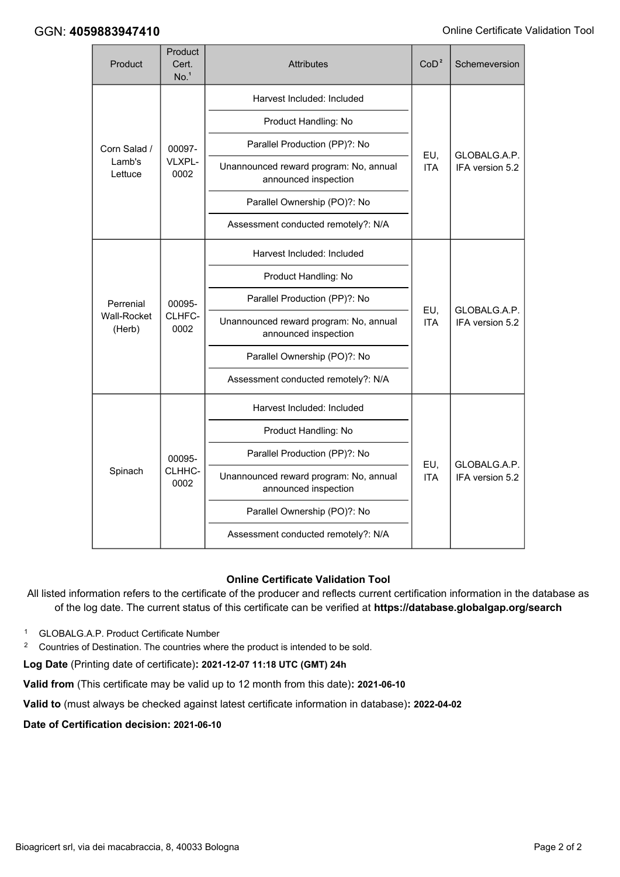GGN: **4059883947410**

| Product | Product Cert. No.[1] | Attributes | CoD[2] | Schemeversion |
|---|---|---|---|---|
| Corn Salad / Lamb's Lettuce | 00097-VLXPL-0002 | Harvest Included: Included<br>Product Handling: No<br>Parallel Production (PP)?: No<br>Unannounced reward program: No, annual announced inspection<br>Parallel Ownership (PO)?: No<br>Assessment conducted remotely?: N/A | EU, ITA | GLOBALG.A.P. IFA version 5.2 |
| Perrenial Wall-Rocket (Herb) | 00095-CLHFC-0002 | Harvest Included: Included<br>Product Handling: No<br>Parallel Production (PP)?: No<br>Unannounced reward program: No, annual announced inspection<br>Parallel Ownership (PO)?: No<br>Assessment conducted remotely?: N/A | EU, ITA | GLOBALG.A.P. IFA version 5.2 |
| Spinach | 00095-CLHHC-0002 | Harvest Included: Included<br>Product Handling: No<br>Parallel Production (PP)?: No<br>Unannounced reward program: No, annual announced inspection<br>Parallel Ownership (PO)?: No<br>Assessment conducted remotely?: N/A | EU, ITA | GLOBALG.A.P. IFA version 5.2 |

**Online Certificate Validation Tool**

All listed information refers to the certificate of the producer and reflects current certification information in the database as of the log date. The current status of this certificate can be verified at **https://database.globalgap.org/search**

[1] GLOBALG.A.P. Product Certificate Number

[2] Countries of Destination. The countries where the product is intended to be sold.

**Log Date** (Printing date of certificate)**: 2021-12-07 11:18 UTC (GMT) 24h**

**Valid from** (This certificate may be valid up to 12 month from this date)**: 2021-06-10**

**Valid to** (must always be checked against latest certificate information in database)**: 2022-04-02**

**Date of Certification decision: 2021-06-10**

Bioagricert srl, via dei macabraccia, 8, 40033 Bologna